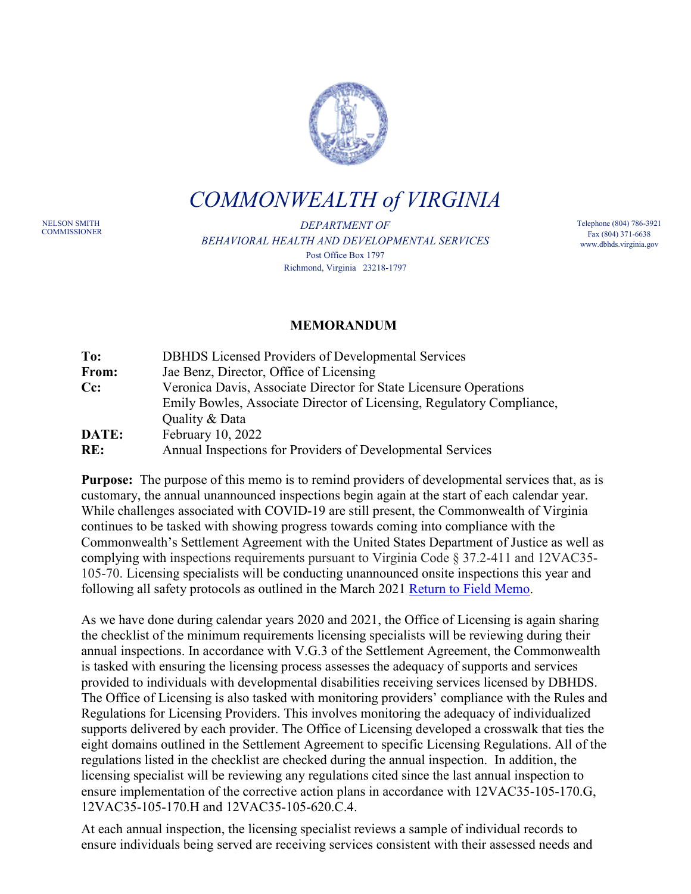# COMMONWEALTH *of* VIRGINIA

NELSON SMITH
COMMISSIONER

*DEPARTMENT OF*
*BEHAVIORAL HEALTH AND DEVELOPMENTAL SERVICES*
Post Office Box 1797
Richmond, Virginia 23218-1797

Telephone (804) 786-3921
Fax (804) 371-6638
www.dbhds.virginia.gov

## MEMORANDUM

| | |
|---|---|
| **To:** | DBHDS Licensed Providers of Developmental Services |
| **From:** | Jae Benz, Director, Office of Licensing |
| **Cc:** | Veronica Davis, Associate Director for State Licensure Operations<br>Emily Bowles, Associate Director of Licensing, Regulatory Compliance, Quality & Data |
| **DATE:** | February 10, 2022 |
| **RE:** | Annual Inspections for Providers of Developmental Services |

**Purpose:** The purpose of this memo is to remind providers of developmental services that, as is customary, the annual unannounced inspections begin again at the start of each calendar year. While challenges associated with COVID-19 are still present, the Commonwealth of Virginia continues to be tasked with showing progress towards coming into compliance with the Commonwealth's Settlement Agreement with the United States Department of Justice as well as complying with inspections requirements pursuant to Virginia Code § 37.2-411 and 12VAC35-105-70. Licensing specialists will be conducting unannounced onsite inspections this year and following all safety protocols as outlined in the March 2021 [Return to Field Memo](Return to Field Memo).

As we have done during calendar years 2020 and 2021, the Office of Licensing is again sharing the checklist of the minimum requirements licensing specialists will be reviewing during their annual inspections. In accordance with V.G.3 of the Settlement Agreement, the Commonwealth is tasked with ensuring the licensing process assesses the adequacy of supports and services provided to individuals with developmental disabilities receiving services licensed by DBHDS. The Office of Licensing is also tasked with monitoring providers' compliance with the Rules and Regulations for Licensing Providers. This involves monitoring the adequacy of individualized supports delivered by each provider. The Office of Licensing developed a crosswalk that ties the eight domains outlined in the Settlement Agreement to specific Licensing Regulations. All of the regulations listed in the checklist are checked during the annual inspection. In addition, the licensing specialist will be reviewing any regulations cited since the last annual inspection to ensure implementation of the corrective action plans in accordance with 12VAC35-105-170.G, 12VAC35-105-170.H and 12VAC35-105-620.C.4.

At each annual inspection, the licensing specialist reviews a sample of individual records to ensure individuals being served are receiving services consistent with their assessed needs and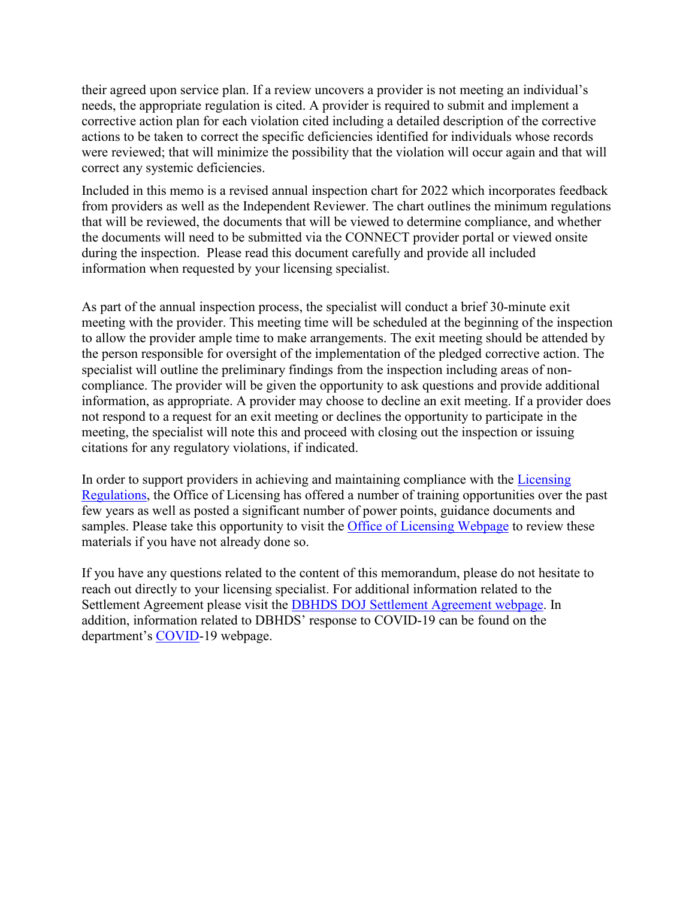their agreed upon service plan. If a review uncovers a provider is not meeting an individual's needs, the appropriate regulation is cited. A provider is required to submit and implement a corrective action plan for each violation cited including a detailed description of the corrective actions to be taken to correct the specific deficiencies identified for individuals whose records were reviewed; that will minimize the possibility that the violation will occur again and that will correct any systemic deficiencies.

Included in this memo is a revised annual inspection chart for 2022 which incorporates feedback from providers as well as the Independent Reviewer. The chart outlines the minimum regulations that will be reviewed, the documents that will be viewed to determine compliance, and whether the documents will need to be submitted via the CONNECT provider portal or viewed onsite during the inspection. Please read this document carefully and provide all included information when requested by your licensing specialist.

As part of the annual inspection process, the specialist will conduct a brief 30-minute exit meeting with the provider. This meeting time will be scheduled at the beginning of the inspection to allow the provider ample time to make arrangements. The exit meeting should be attended by the person responsible for oversight of the implementation of the pledged corrective action. The specialist will outline the preliminary findings from the inspection including areas of non-compliance. The provider will be given the opportunity to ask questions and provide additional information, as appropriate. A provider may choose to decline an exit meeting. If a provider does not respond to a request for an exit meeting or declines the opportunity to participate in the meeting, the specialist will note this and proceed with closing out the inspection or issuing citations for any regulatory violations, if indicated.

In order to support providers in achieving and maintaining compliance with the Licensing Regulations, the Office of Licensing has offered a number of training opportunities over the past few years as well as posted a significant number of power points, guidance documents and samples. Please take this opportunity to visit the Office of Licensing Webpage to review these materials if you have not already done so.

If you have any questions related to the content of this memorandum, please do not hesitate to reach out directly to your licensing specialist. For additional information related to the Settlement Agreement please visit the DBHDS DOJ Settlement Agreement webpage. In addition, information related to DBHDS' response to COVID-19 can be found on the department's COVID-19 webpage.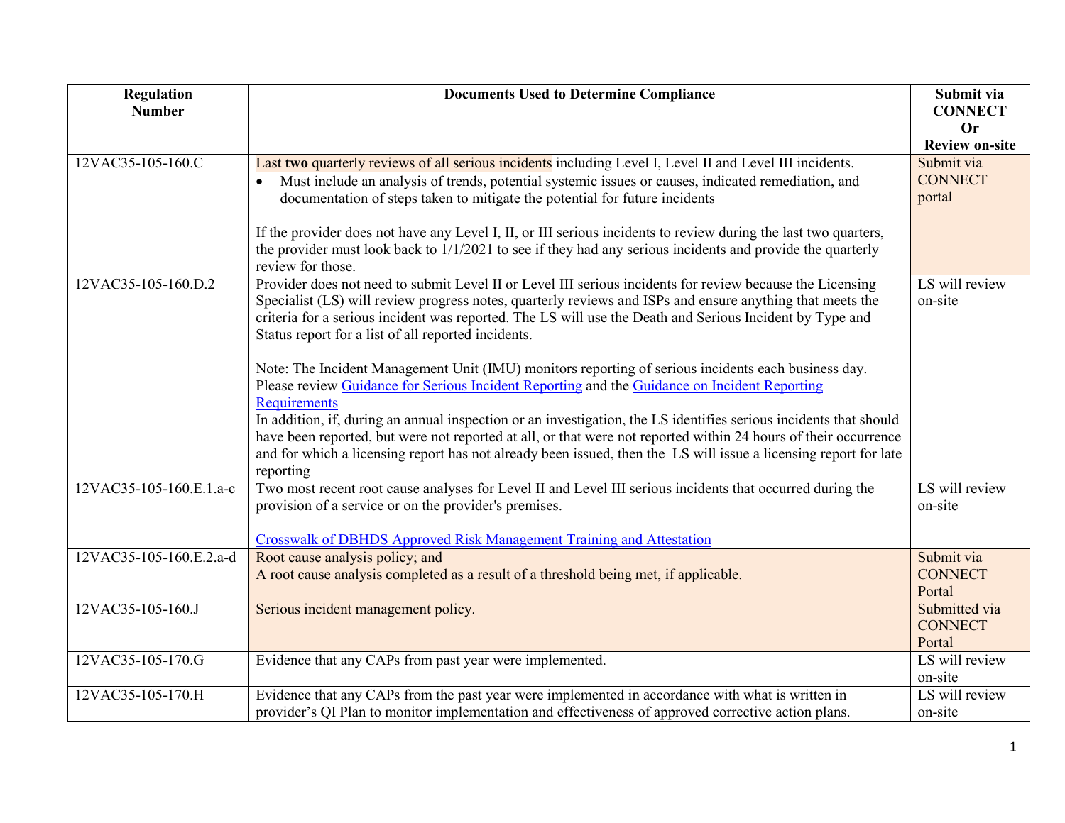| Regulation Number | Documents Used to Determine Compliance | Submit via CONNECT Or Review on-site |
|---|---|---|
| 12VAC35-105-160.C | Last **two** quarterly reviews of all serious incidents including Level I, Level II and Level III incidents.<br>• Must include an analysis of trends, potential systemic issues or causes, indicated remediation, and documentation of steps taken to mitigate the potential for future incidents<br><br>If the provider does not have any Level I, II, or III serious incidents to review during the last two quarters, the provider must look back to 1/1/2021 to see if they had any serious incidents and provide the quarterly review for those. | Submit via CONNECT portal |
| 12VAC35-105-160.D.2 | Provider does not need to submit Level II or Level III serious incidents for review because the Licensing Specialist (LS) will review progress notes, quarterly reviews and ISPs and ensure anything that meets the criteria for a serious incident was reported. The LS will use the Death and Serious Incident by Type and Status report for a list of all reported incidents.<br><br>Note: The Incident Management Unit (IMU) monitors reporting of serious incidents each business day. Please review Guidance for Serious Incident Reporting and the Guidance on Incident Reporting Requirements<br>In addition, if, during an annual inspection or an investigation, the LS identifies serious incidents that should have been reported, but were not reported at all, or that were not reported within 24 hours of their occurrence and for which a licensing report has not already been issued, then the LS will issue a licensing report for late reporting | LS will review on-site |
| 12VAC35-105-160.E.1.a-c | Two most recent root cause analyses for Level II and Level III serious incidents that occurred during the provision of a service or on the provider's premises.<br><br>Crosswalk of DBHDS Approved Risk Management Training and Attestation | LS will review on-site |
| 12VAC35-105-160.E.2.a-d | Root cause analysis policy; and<br>A root cause analysis completed as a result of a threshold being met, if applicable. | Submit via CONNECT Portal |
| 12VAC35-105-160.J | Serious incident management policy. | Submitted via CONNECT Portal |
| 12VAC35-105-170.G | Evidence that any CAPs from past year were implemented. | LS will review on-site |
| 12VAC35-105-170.H | Evidence that any CAPs from the past year were implemented in accordance with what is written in provider's QI Plan to monitor implementation and effectiveness of approved corrective action plans. | LS will review on-site |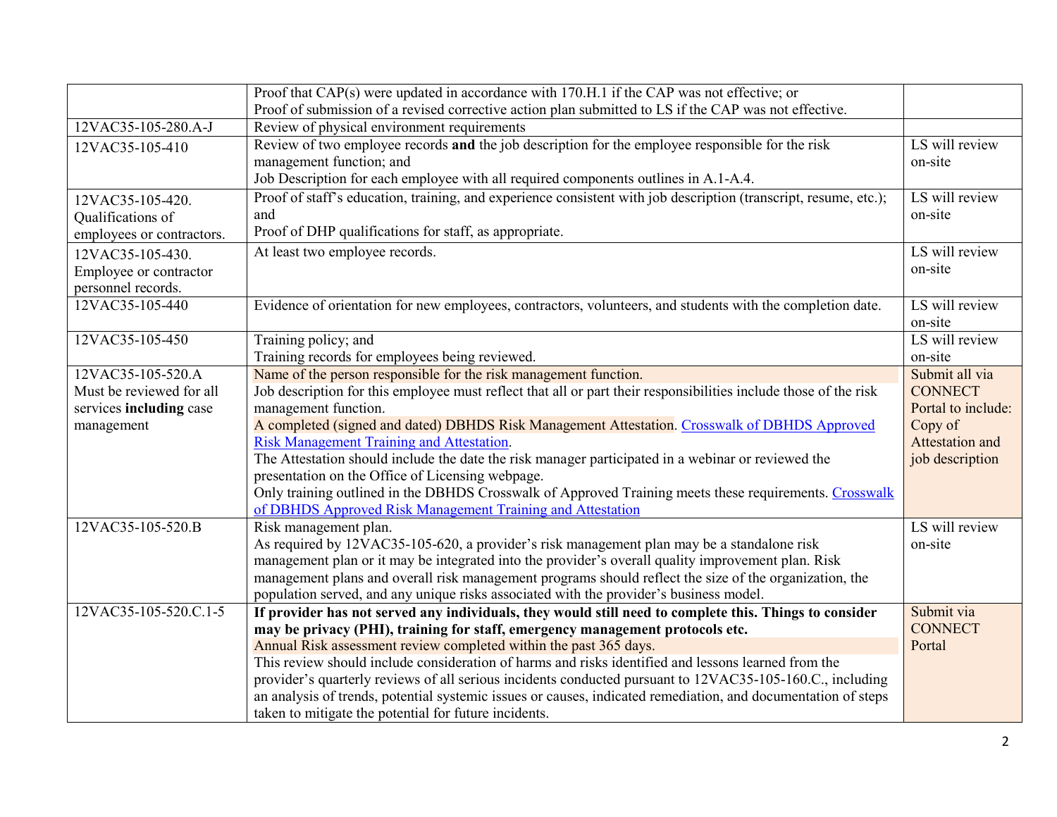| | | |
|---|---|---|
| | Proof that CAP(s) were updated in accordance with 170.H.1 if the CAP was not effective; or<br>Proof of submission of a revised corrective action plan submitted to LS if the CAP was not effective. | |
| 12VAC35-105-280.A-J | Review of physical environment requirements | |
| 12VAC35-105-410 | Review of two employee records **and** the job description for the employee responsible for the risk management function; and<br>Job Description for each employee with all required components outlines in A.1-A.4. | LS will review on-site |
| 12VAC35-105-420. Qualifications of employees or contractors. | Proof of staff's education, training, and experience consistent with job description (transcript, resume, etc.); and<br>Proof of DHP qualifications for staff, as appropriate. | LS will review on-site |
| 12VAC35-105-430. Employee or contractor personnel records. | At least two employee records. | LS will review on-site |
| 12VAC35-105-440 | Evidence of orientation for new employees, contractors, volunteers, and students with the completion date. | LS will review on-site |
| 12VAC35-105-450 | Training policy; and<br>Training records for employees being reviewed. | LS will review on-site |
| 12VAC35-105-520.A Must be reviewed for all services **including** case management | Name of the person responsible for the risk management function.<br>Job description for this employee must reflect that all or part their responsibilities include those of the risk management function.<br>A completed (signed and dated) DBHDS Risk Management Attestation. Crosswalk of DBHDS Approved Risk Management Training and Attestation.<br>The Attestation should include the date the risk manager participated in a webinar or reviewed the presentation on the Office of Licensing webpage.<br>Only training outlined in the DBHDS Crosswalk of Approved Training meets these requirements. Crosswalk of DBHDS Approved Risk Management Training and Attestation | Submit all via CONNECT Portal to include: Copy of Attestation and job description |
| 12VAC35-105-520.B | Risk management plan.<br>As required by 12VAC35-105-620, a provider's risk management plan may be a standalone risk management plan or it may be integrated into the provider's overall quality improvement plan. Risk management plans and overall risk management programs should reflect the size of the organization, the population served, and any unique risks associated with the provider's business model. | LS will review on-site |
| 12VAC35-105-520.C.1-5 | **If provider has not served any individuals, they would still need to complete this. Things to consider may be privacy (PHI), training for staff, emergency management protocols etc.**<br>Annual Risk assessment review completed within the past 365 days.<br>This review should include consideration of harms and risks identified and lessons learned from the provider's quarterly reviews of all serious incidents conducted pursuant to 12VAC35-105-160.C., including an analysis of trends, potential systemic issues or causes, indicated remediation, and documentation of steps taken to mitigate the potential for future incidents. | Submit via CONNECT Portal |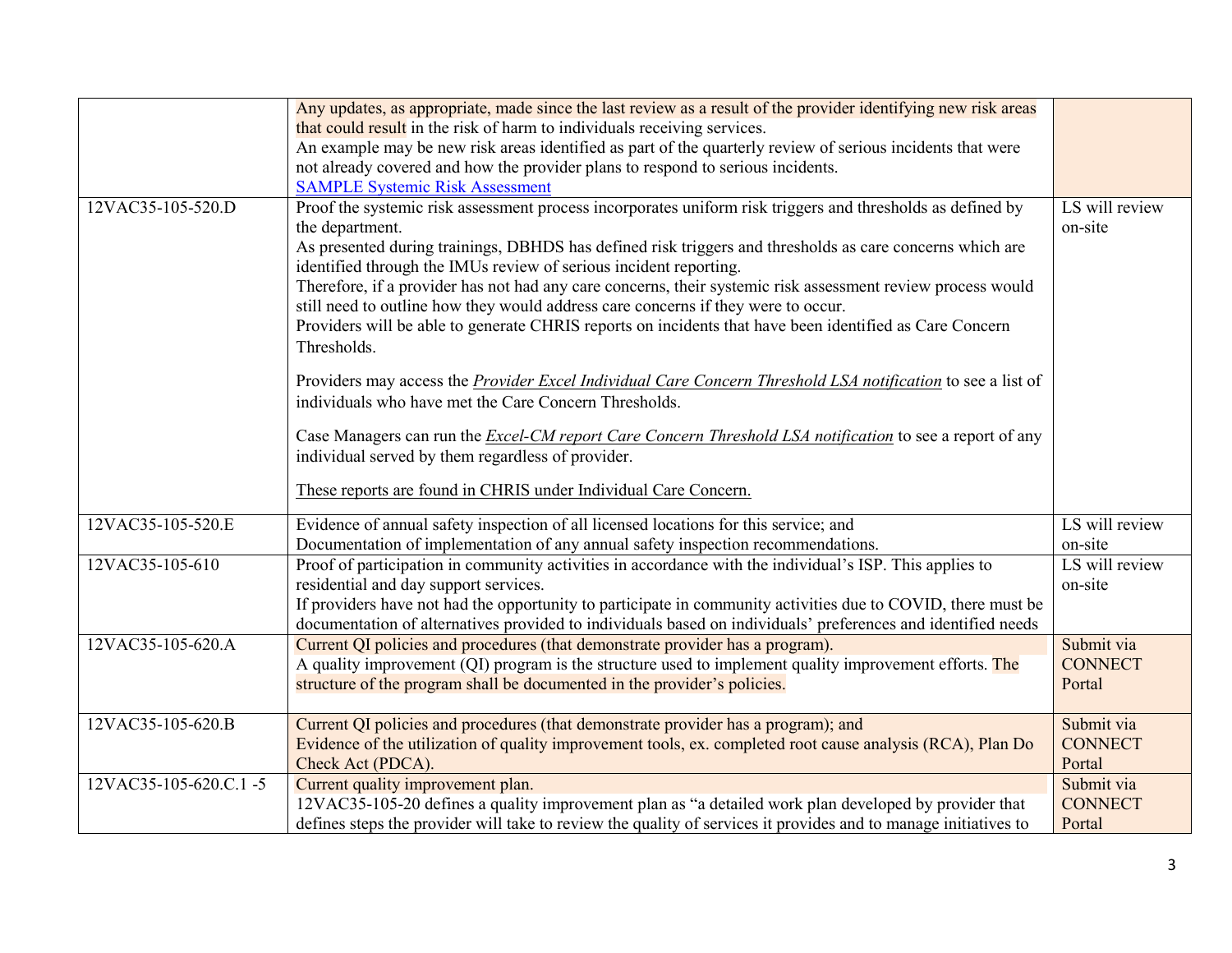| | | |
|---|---|---|
| | Any updates, as appropriate, made since the last review as a result of the provider identifying new risk areas that could result in the risk of harm to individuals receiving services.<br>An example may be new risk areas identified as part of the quarterly review of serious incidents that were not already covered and how the provider plans to respond to serious incidents.<br>SAMPLE Systemic Risk Assessment | |
| 12VAC35-105-520.D | Proof the systemic risk assessment process incorporates uniform risk triggers and thresholds as defined by the department.<br>As presented during trainings, DBHDS has defined risk triggers and thresholds as care concerns which are identified through the IMUs review of serious incident reporting.<br>Therefore, if a provider has not had any care concerns, their systemic risk assessment review process would still need to outline how they would address care concerns if they were to occur.<br>Providers will be able to generate CHRIS reports on incidents that have been identified as Care Concern Thresholds.<br><br>Providers may access the *Provider Excel Individual Care Concern Threshold LSA notification* to see a list of individuals who have met the Care Concern Thresholds.<br><br>Case Managers can run the *Excel-CM report Care Concern Threshold LSA notification* to see a report of any individual served by them regardless of provider.<br><br>These reports are found in CHRIS under Individual Care Concern. | LS will review on-site |
| 12VAC35-105-520.E | Evidence of annual safety inspection of all licensed locations for this service; and<br>Documentation of implementation of any annual safety inspection recommendations. | LS will review on-site |
| 12VAC35-105-610 | Proof of participation in community activities in accordance with the individual's ISP. This applies to residential and day support services.<br>If providers have not had the opportunity to participate in community activities due to COVID, there must be documentation of alternatives provided to individuals based on individuals' preferences and identified needs | LS will review on-site |
| 12VAC35-105-620.A | Current QI policies and procedures (that demonstrate provider has a program).<br>A quality improvement (QI) program is the structure used to implement quality improvement efforts. The structure of the program shall be documented in the provider's policies. | Submit via CONNECT Portal |
| 12VAC35-105-620.B | Current QI policies and procedures (that demonstrate provider has a program); and<br>Evidence of the utilization of quality improvement tools, ex. completed root cause analysis (RCA), Plan Do Check Act (PDCA). | Submit via CONNECT Portal |
| 12VAC35-105-620.C.1 -5 | Current quality improvement plan.<br>12VAC35-105-20 defines a quality improvement plan as "a detailed work plan developed by provider that defines steps the provider will take to review the quality of services it provides and to manage initiatives to | Submit via CONNECT Portal |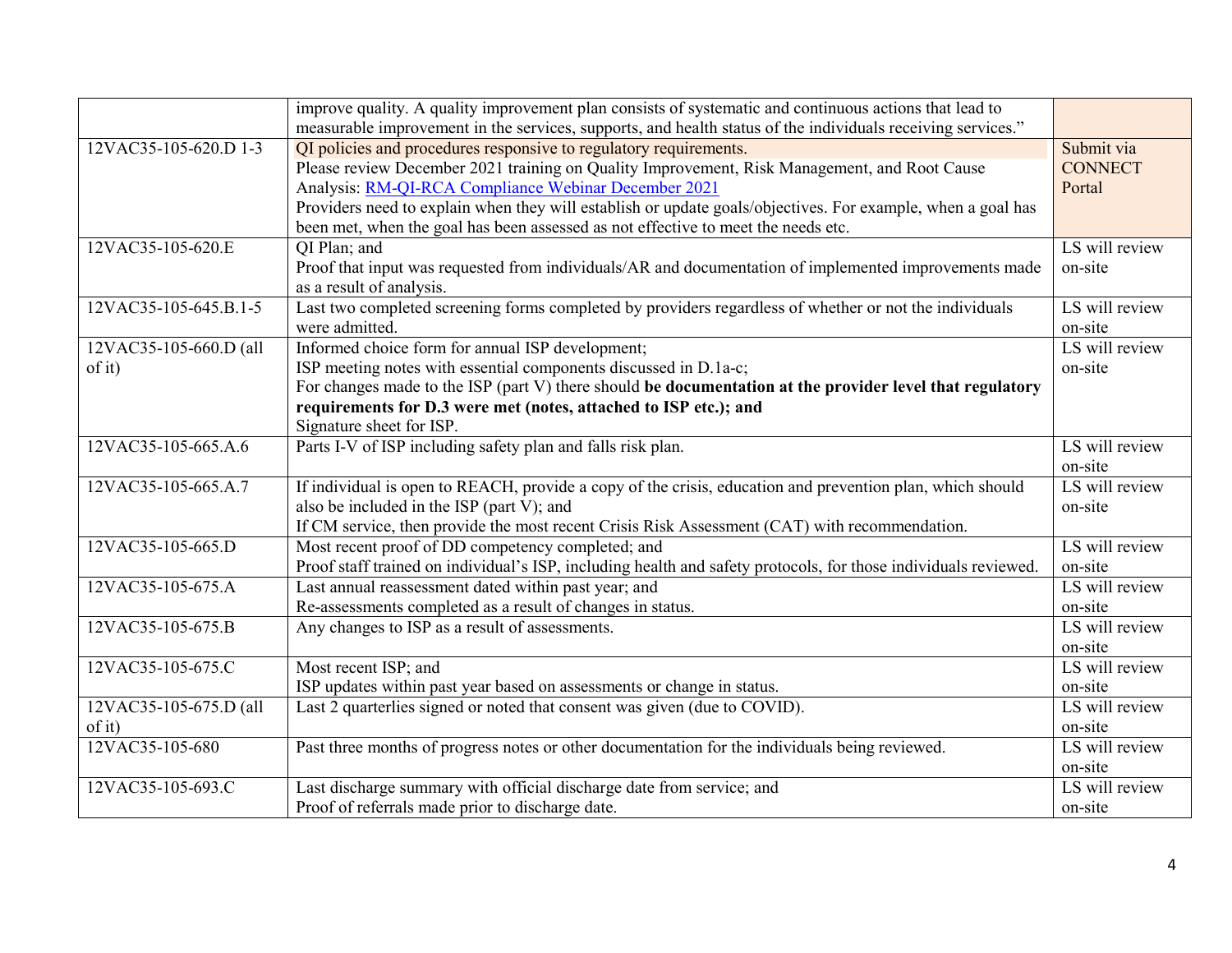| | | |
|---|---|---|
| | improve quality. A quality improvement plan consists of systematic and continuous actions that lead to measurable improvement in the services, supports, and health status of the individuals receiving services." | |
| 12VAC35-105-620.D 1-3 | QI policies and procedures responsive to regulatory requirements.<br>Please review December 2021 training on Quality Improvement, Risk Management, and Root Cause Analysis: [RM-QI-RCA Compliance Webinar December 2021]<br>Providers need to explain when they will establish or update goals/objectives. For example, when a goal has been met, when the goal has been assessed as not effective to meet the needs etc. | Submit via CONNECT Portal |
| 12VAC35-105-620.E | QI Plan; and<br>Proof that input was requested from individuals/AR and documentation of implemented improvements made as a result of analysis. | LS will review on-site |
| 12VAC35-105-645.B.1-5 | Last two completed screening forms completed by providers regardless of whether or not the individuals were admitted. | LS will review on-site |
| 12VAC35-105-660.D (all of it) | Informed choice form for annual ISP development;<br>ISP meeting notes with essential components discussed in D.1a-c;<br>For changes made to the ISP (part V) there should **be documentation at the provider level that regulatory requirements for D.3 were met (notes, attached to ISP etc.); and**<br>Signature sheet for ISP. | LS will review on-site |
| 12VAC35-105-665.A.6 | Parts I-V of ISP including safety plan and falls risk plan. | LS will review on-site |
| 12VAC35-105-665.A.7 | If individual is open to REACH, provide a copy of the crisis, education and prevention plan, which should also be included in the ISP (part V); and<br>If CM service, then provide the most recent Crisis Risk Assessment (CAT) with recommendation. | LS will review on-site |
| 12VAC35-105-665.D | Most recent proof of DD competency completed; and<br>Proof staff trained on individual's ISP, including health and safety protocols, for those individuals reviewed. | LS will review on-site |
| 12VAC35-105-675.A | Last annual reassessment dated within past year; and<br>Re-assessments completed as a result of changes in status. | LS will review on-site |
| 12VAC35-105-675.B | Any changes to ISP as a result of assessments. | LS will review on-site |
| 12VAC35-105-675.C | Most recent ISP; and<br>ISP updates within past year based on assessments or change in status. | LS will review on-site |
| 12VAC35-105-675.D (all of it) | Last 2 quarterlies signed or noted that consent was given (due to COVID). | LS will review on-site |
| 12VAC35-105-680 | Past three months of progress notes or other documentation for the individuals being reviewed. | LS will review on-site |
| 12VAC35-105-693.C | Last discharge summary with official discharge date from service; and<br>Proof of referrals made prior to discharge date. | LS will review on-site |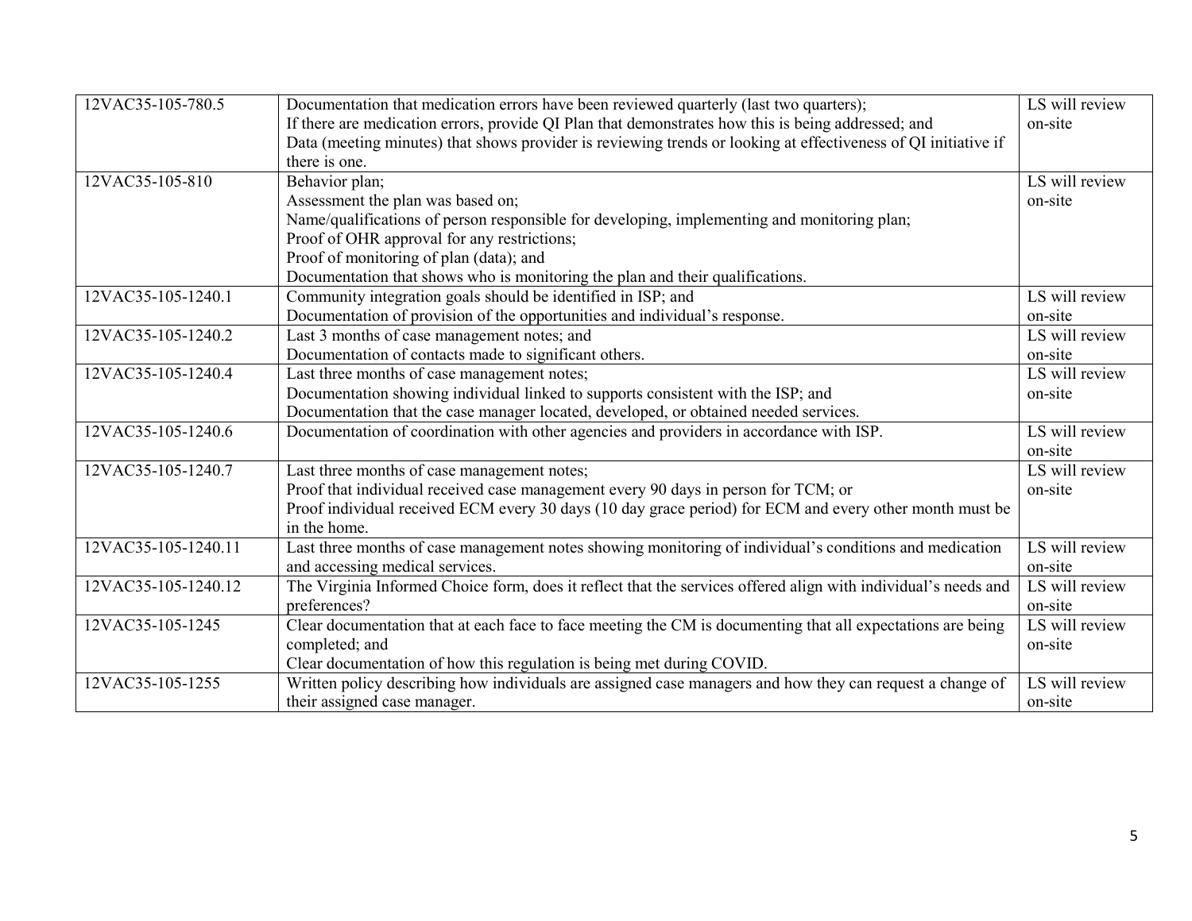| | | |
|---|---|---|
| 12VAC35-105-780.5 | Documentation that medication errors have been reviewed quarterly (last two quarters);<br>If there are medication errors, provide QI Plan that demonstrates how this is being addressed; and<br>Data (meeting minutes) that shows provider is reviewing trends or looking at effectiveness of QI initiative if there is one. | LS will review on-site |
| 12VAC35-105-810 | Behavior plan;<br>Assessment the plan was based on;<br>Name/qualifications of person responsible for developing, implementing and monitoring plan;<br>Proof of OHR approval for any restrictions;<br>Proof of monitoring of plan (data); and<br>Documentation that shows who is monitoring the plan and their qualifications. | LS will review on-site |
| 12VAC35-105-1240.1 | Community integration goals should be identified in ISP; and<br>Documentation of provision of the opportunities and individual's response. | LS will review on-site |
| 12VAC35-105-1240.2 | Last 3 months of case management notes; and<br>Documentation of contacts made to significant others. | LS will review on-site |
| 12VAC35-105-1240.4 | Last three months of case management notes;<br>Documentation showing individual linked to supports consistent with the ISP; and<br>Documentation that the case manager located, developed, or obtained needed services. | LS will review on-site |
| 12VAC35-105-1240.6 | Documentation of coordination with other agencies and providers in accordance with ISP. | LS will review on-site |
| 12VAC35-105-1240.7 | Last three months of case management notes;<br>Proof that individual received case management every 90 days in person for TCM; or<br>Proof individual received ECM every 30 days (10 day grace period) for ECM and every other month must be in the home. | LS will review on-site |
| 12VAC35-105-1240.11 | Last three months of case management notes showing monitoring of individual's conditions and medication and accessing medical services. | LS will review on-site |
| 12VAC35-105-1240.12 | The Virginia Informed Choice form, does it reflect that the services offered align with individual's needs and preferences? | LS will review on-site |
| 12VAC35-105-1245 | Clear documentation that at each face to face meeting the CM is documenting that all expectations are being completed; and<br>Clear documentation of how this regulation is being met during COVID. | LS will review on-site |
| 12VAC35-105-1255 | Written policy describing how individuals are assigned case managers and how they can request a change of their assigned case manager. | LS will review on-site |